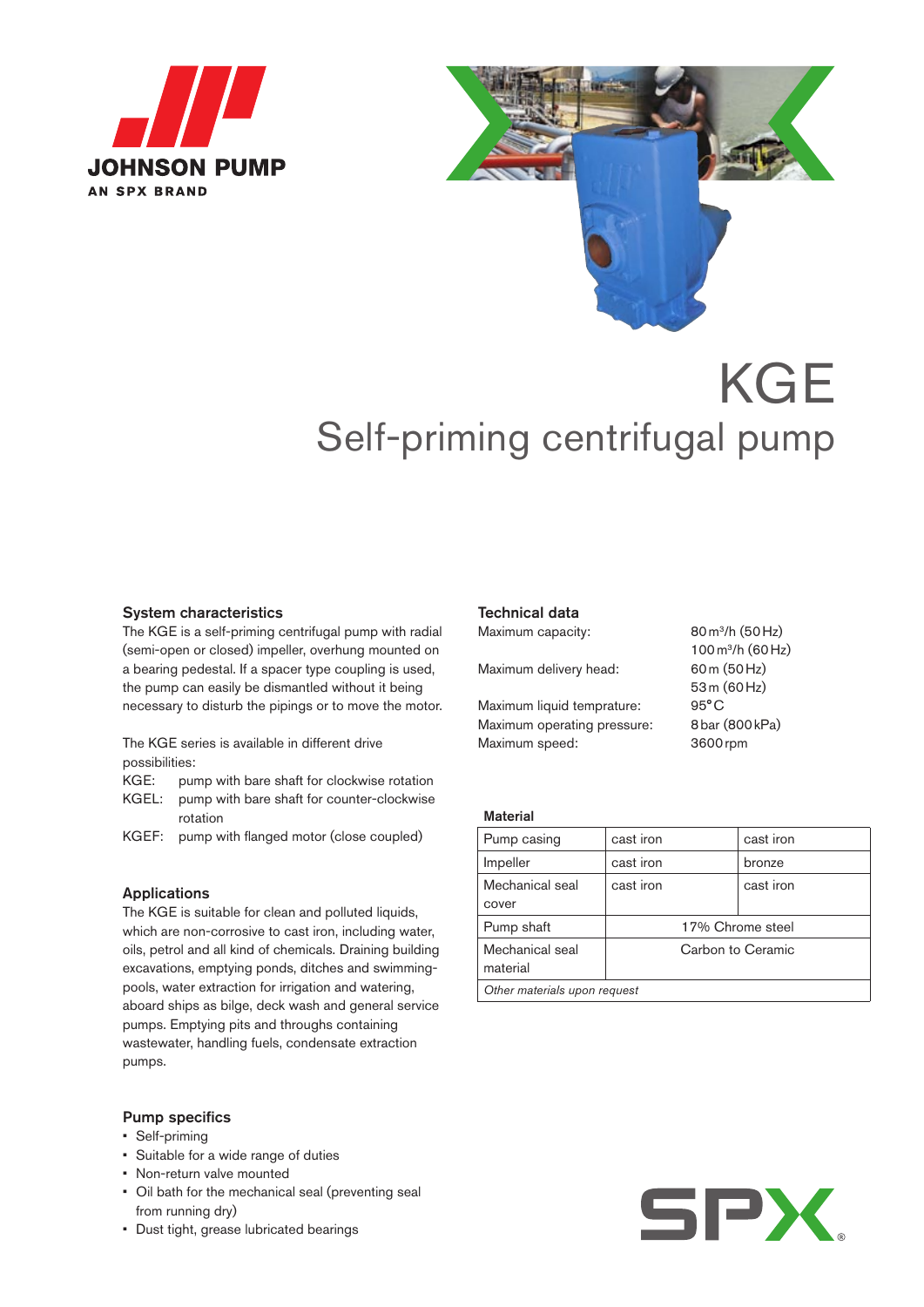JOHNSON PUMP
AN SPX BRAND

# KGE

## Self-priming centrifugal pump

### System characteristics

The KGE is a self-priming centrifugal pump with radial (semi-open or closed) impeller, overhung mounted on a bearing pedestal. If a spacer type coupling is used, the pump can easily be dismantled without it being necessary to disturb the pipings or to move the motor.

The KGE series is available in different drive possibilities:

- KGE: pump with bare shaft for clockwise rotation
- KGEL: pump with bare shaft for counter-clockwise rotation
- KGEF: pump with flanged motor (close coupled)

### Applications

The KGE is suitable for clean and polluted liquids, which are non-corrosive to cast iron, including water, oils, petrol and all kind of chemicals. Draining building excavations, emptying ponds, ditches and swimming-pools, water extraction for irrigation and watering, aboard ships as bilge, deck wash and general service pumps. Emptying pits and throughs containing wastewater, handling fuels, condensate extraction pumps.

### Pump specifics

- Self-priming
- Suitable for a wide range of duties
- Non-return valve mounted
- Oil bath for the mechanical seal (preventing seal from running dry)
- Dust tight, grease lubricated bearings

### Technical data

| | |
|---|---|
| Maximum capacity: | 80 m³/h (50 Hz)<br>100 m³/h (60 Hz) |
| Maximum delivery head: | 60 m (50 Hz)<br>53 m (60 Hz) |
| Maximum liquid temprature: | 95°C |
| Maximum operating pressure: | 8 bar (800 kPa) |
| Maximum speed: | 3600 rpm |

### Material

| | | |
|---|---|---|
| Pump casing | cast iron | cast iron |
| Impeller | cast iron | bronze |
| Mechanical seal cover | cast iron | cast iron |
| Pump shaft | 17% Chrome steel | |
| Mechanical seal material | Carbon to Ceramic | |
| *Other materials upon request* | | |

SPX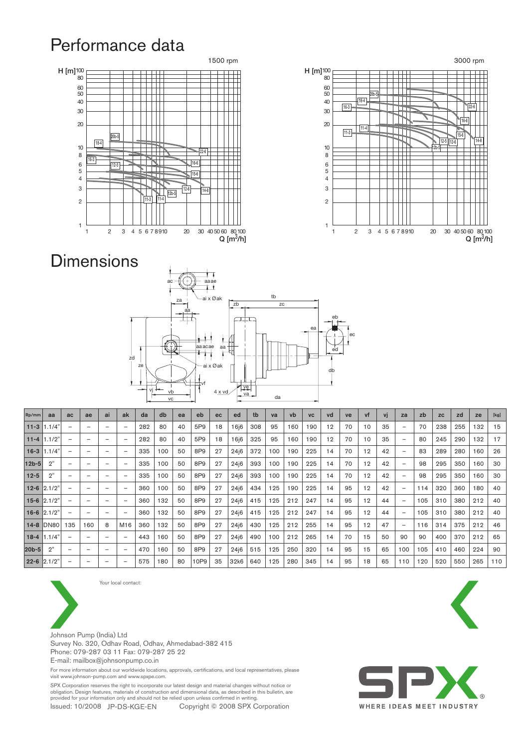# Performance data

1500 rpm

H [m]

100
80
60
50
40
30
20
10
8
6
5
4
3
2
1

1 2 3 4 5 6 7 8 9 10 20 30 40 50 60 80 100

Q [m³/h]

20b-5
18-4
16-3
12-5
22-6
16-6
15-6
12-6
14-8
12b-5
11-3
11-4

3000 rpm

H [m]

100
80
60
50
40
30
20
10
8
6
5
4
3
2
1

1 2 3 4 5 6 7 8 9 10 20 30 40 50 60 80 100

Q [m³/h]

20b-5
18-4
16-3
22-6
16-6
11-4
11-3
15-6
14-8
12-5
12-6
12b-5

# Dimensions

ac, aa, ae, ai x Øak, za, aa, zd, ze, vj, vb, vc, vf, aa ac ae, aa, ai x Øak, tb, zb, zc, ea, eb, ec, ed, db, 4 x vd, ve, va, da

| Rp/mm | aa | ac | ae | ai | ak | da | db | ea | eb | ec | ed | tb | va | vb | vc | vd | ve | vf | vj | za | zb | zc | zd | ze | [kg] |
|---|---|---|---|---|---|---|---|---|---|---|---|---|---|---|---|---|---|---|---|---|---|---|---|---|---|
| 11-3 | 1.1/4" | – | – | – | – | 282 | 80 | 40 | 5P9 | 18 | 16j6 | 308 | 95 | 160 | 190 | 12 | 70 | 10 | 35 | – | 70 | 238 | 255 | 132 | 15 |
| 11-4 | 1.1/2" | – | – | – | – | 282 | 80 | 40 | 5P9 | 18 | 16j6 | 325 | 95 | 160 | 190 | 12 | 70 | 10 | 35 | – | 80 | 245 | 290 | 132 | 17 |
| 16-3 | 1.1/4" | – | – | – | – | 335 | 100 | 50 | 8P9 | 27 | 24j6 | 372 | 100 | 190 | 225 | 14 | 70 | 12 | 42 | – | 83 | 289 | 280 | 160 | 26 |
| 12b-5 | 2" | – | – | – | – | 335 | 100 | 50 | 8P9 | 27 | 24j6 | 393 | 100 | 190 | 225 | 14 | 70 | 12 | 42 | – | 98 | 295 | 350 | 160 | 30 |
| 12-5 | 2" | – | – | – | – | 335 | 100 | 50 | 8P9 | 27 | 24j6 | 393 | 100 | 190 | 225 | 14 | 70 | 12 | 42 | – | 98 | 295 | 350 | 160 | 30 |
| 12-6 | 2.1/2" | – | – | – | – | 360 | 100 | 50 | 8P9 | 27 | 24j6 | 434 | 125 | 190 | 225 | 14 | 95 | 12 | 42 | – | 114 | 320 | 360 | 180 | 40 |
| 15-6 | 2.1/2" | – | – | – | – | 360 | 132 | 50 | 8P9 | 27 | 24j6 | 415 | 125 | 212 | 247 | 14 | 95 | 12 | 44 | – | 105 | 310 | 380 | 212 | 40 |
| 16-6 | 2.1/2" | – | – | – | – | 360 | 132 | 50 | 8P9 | 27 | 24j6 | 415 | 125 | 212 | 247 | 14 | 95 | 12 | 44 | – | 105 | 310 | 380 | 212 | 40 |
| 14-8 | DN80 | 135 | 160 | 8 | M16 | 360 | 132 | 50 | 8P9 | 27 | 24j6 | 430 | 125 | 212 | 255 | 14 | 95 | 12 | 47 | – | 116 | 314 | 375 | 212 | 46 |
| 18-4 | 1.1/4" | – | – | – | – | 443 | 160 | 50 | 8P9 | 27 | 24j6 | 490 | 100 | 212 | 265 | 14 | 70 | 15 | 50 | 90 | 90 | 400 | 370 | 212 | 65 |
| 20b-5 | 2" | – | – | – | – | 470 | 160 | 50 | 8P9 | 27 | 24j6 | 515 | 125 | 250 | 320 | 14 | 95 | 15 | 65 | 100 | 105 | 410 | 460 | 224 | 90 |
| 22-6 | 2.1/2" | – | – | – | – | 575 | 180 | 80 | 10P9 | 35 | 32k6 | 640 | 125 | 280 | 345 | 14 | 95 | 18 | 65 | 110 | 120 | 520 | 550 | 265 | 110 |

Your local contact:

Johnson Pump (India) Ltd
Survey No. 320, Odhav Road, Odhav, Ahmedabad-382 415
Phone: 079-287 03 11 Fax: 079-287 25 22
E-mail: mailbox@johnsonpump.co.in

For more information about our worldwide locations, approvals, certifications, and local representatives, please visit www.johnson-pump.com and www.spxpe.com.

SPX Corporation reserves the right to incorporate our latest design and material changes without notice or obligation. Design features, materials of construction and dimensional data, as described in this bulletin, are provided for your information only and should not be relied upon unless confirmed in writing.

Issued: 10/2008 JP-DS-KGE-EN Copyright © 2008 SPX Corporation

SPX®
WHERE IDEAS MEET INDUSTRY